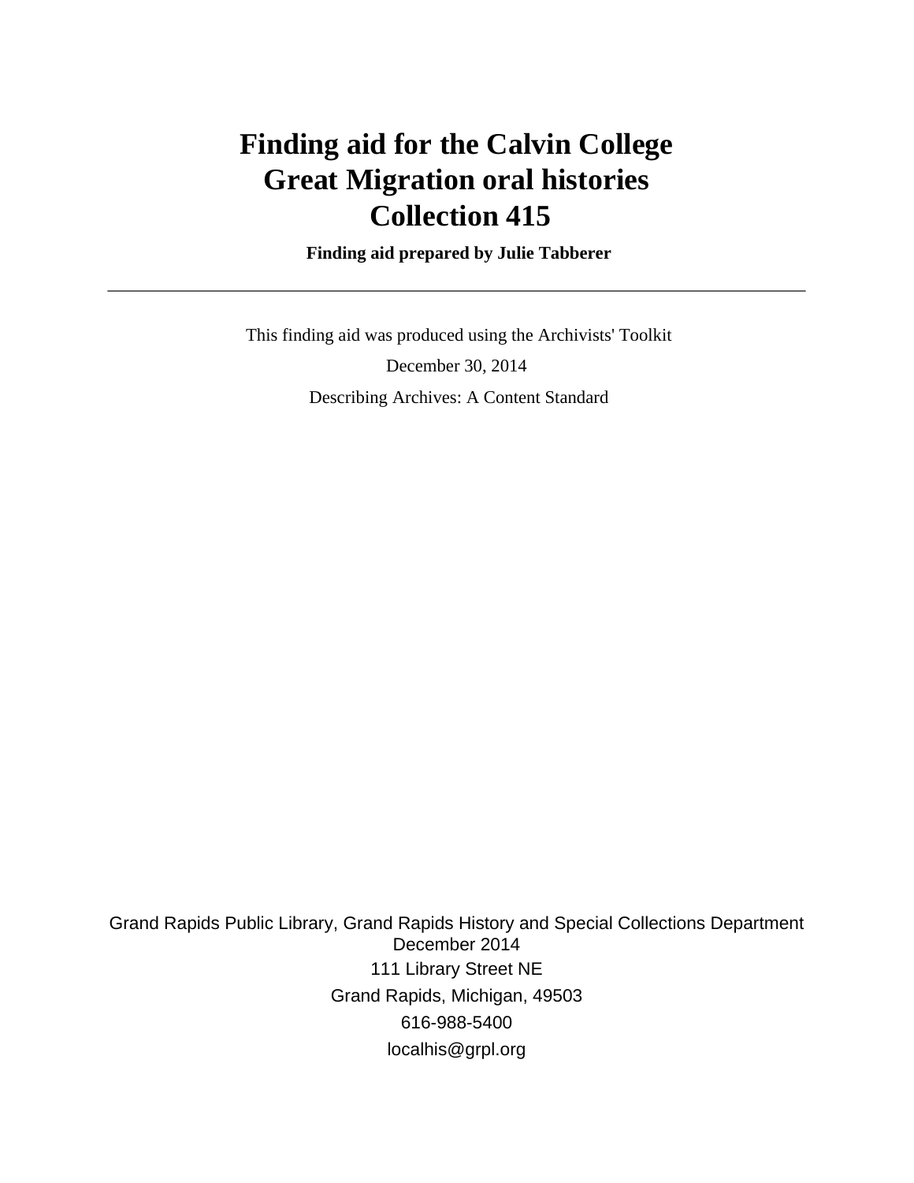# Finding aid for the Calvin College Great Migration oral histories Collection 415

**Finding aid prepared by Julie Tabberer**

---

This finding aid was produced using the Archivists' Toolkit

December 30, 2014

Describing Archives: A Content Standard

Grand Rapids Public Library, Grand Rapids History and Special Collections Department
December 2014
111 Library Street NE
Grand Rapids, Michigan, 49503
616-988-5400
localhis@grpl.org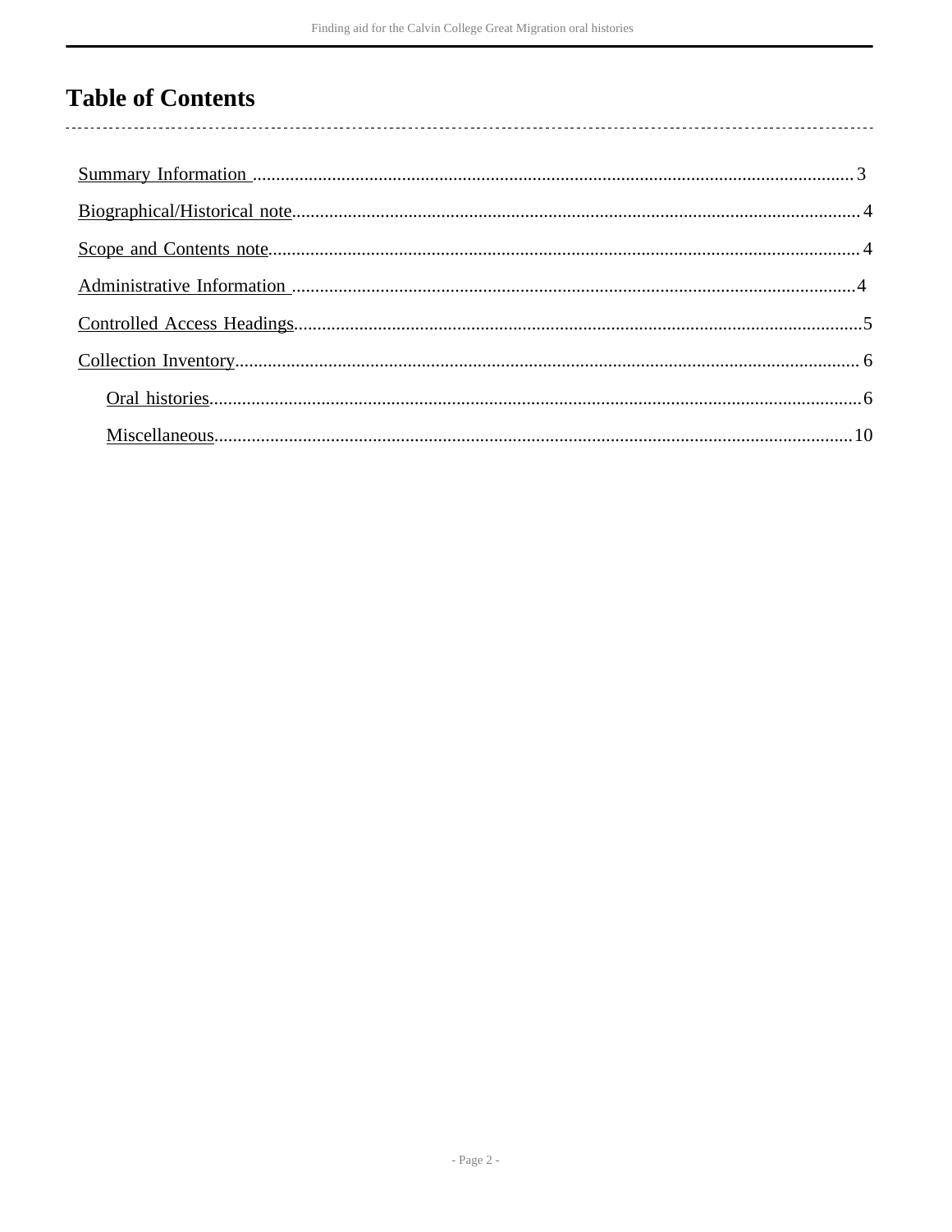# Table of Contents

- Summary Information ..................................................... 3
- Biographical/Historical note ............................................. 4
- Scope and Contents note .................................................. 4
- Administrative Information ............................................... 4
- Controlled Access Headings ............................................... 5
- Collection Inventory ..................................................... 6
    - Oral histories ....................................................... 6
    - Miscellaneous ........................................................ 10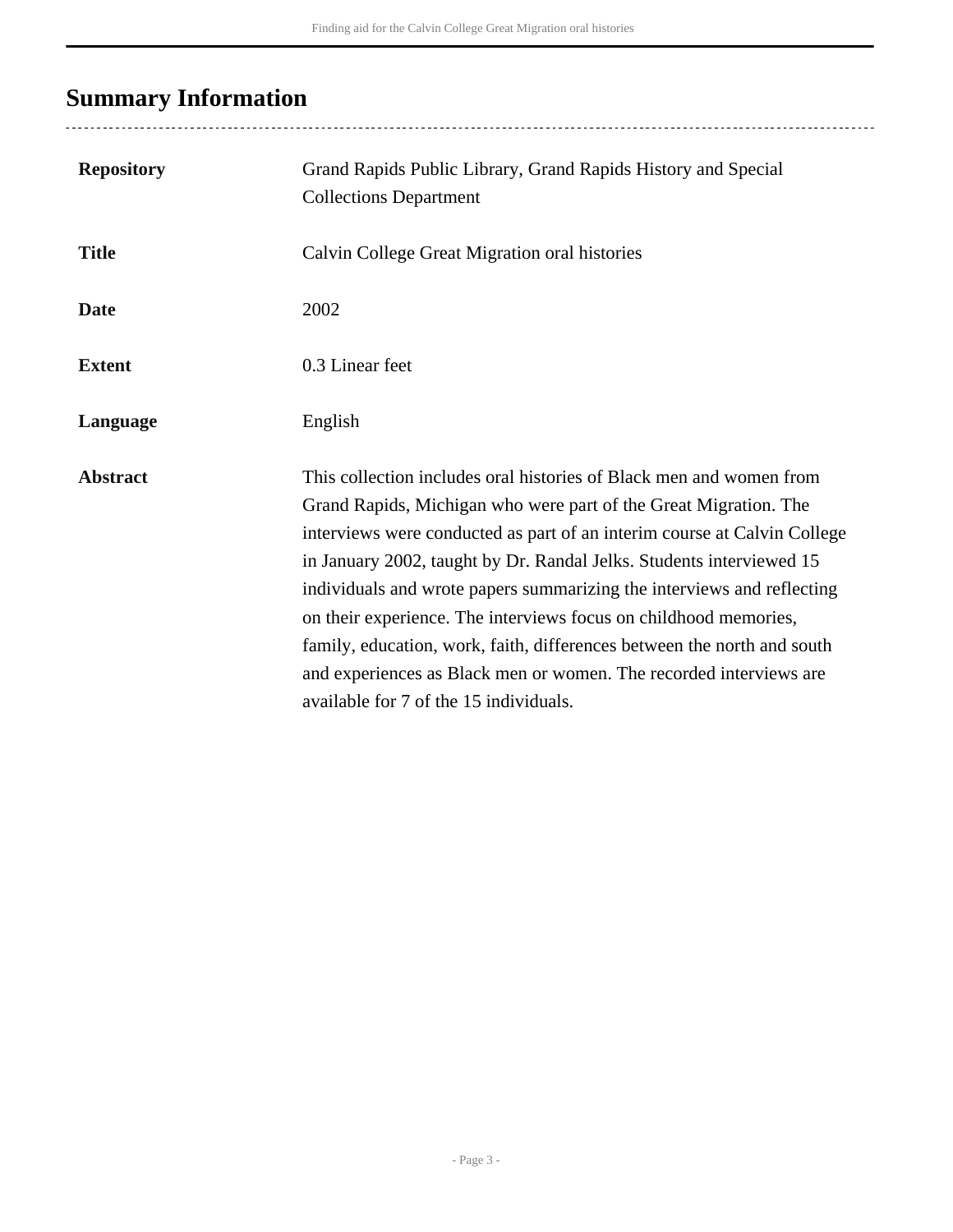## Summary Information

| | |
|---|---|
| **Repository** | Grand Rapids Public Library, Grand Rapids History and Special Collections Department |
| **Title** | Calvin College Great Migration oral histories |
| **Date** | 2002 |
| **Extent** | 0.3 Linear feet |
| **Language** | English |
| **Abstract** | This collection includes oral histories of Black men and women from Grand Rapids, Michigan who were part of the Great Migration. The interviews were conducted as part of an interim course at Calvin College in January 2002, taught by Dr. Randal Jelks. Students interviewed 15 individuals and wrote papers summarizing the interviews and reflecting on their experience. The interviews focus on childhood memories, family, education, work, faith, differences between the north and south and experiences as Black men or women. The recorded interviews are available for 7 of the 15 individuals. |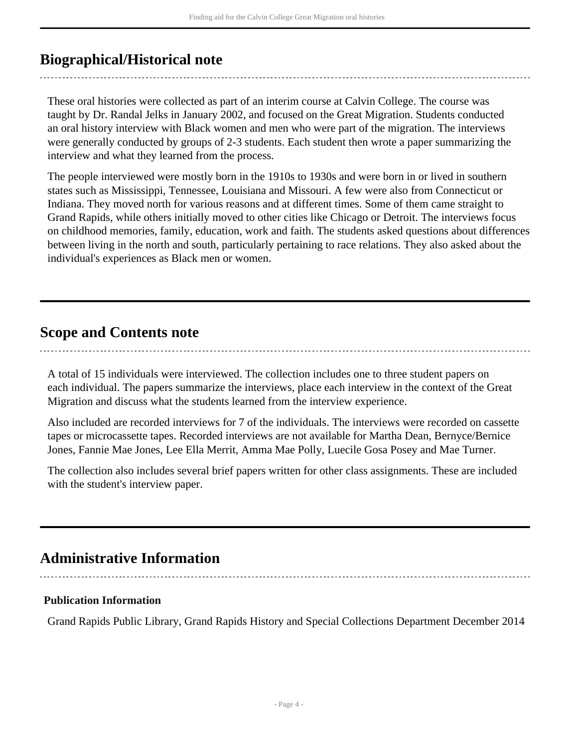## Biographical/Historical note

These oral histories were collected as part of an interim course at Calvin College. The course was taught by Dr. Randal Jelks in January 2002, and focused on the Great Migration. Students conducted an oral history interview with Black women and men who were part of the migration. The interviews were generally conducted by groups of 2-3 students. Each student then wrote a paper summarizing the interview and what they learned from the process.

The people interviewed were mostly born in the 1910s to 1930s and were born in or lived in southern states such as Mississippi, Tennessee, Louisiana and Missouri. A few were also from Connecticut or Indiana. They moved north for various reasons and at different times. Some of them came straight to Grand Rapids, while others initially moved to other cities like Chicago or Detroit. The interviews focus on childhood memories, family, education, work and faith. The students asked questions about differences between living in the north and south, particularly pertaining to race relations. They also asked about the individual's experiences as Black men or women.

## Scope and Contents note

A total of 15 individuals were interviewed. The collection includes one to three student papers on each individual. The papers summarize the interviews, place each interview in the context of the Great Migration and discuss what the students learned from the interview experience.

Also included are recorded interviews for 7 of the individuals. The interviews were recorded on cassette tapes or microcassette tapes. Recorded interviews are not available for Martha Dean, Bernyce/Bernice Jones, Fannie Mae Jones, Lee Ella Merrit, Amma Mae Polly, Luecile Gosa Posey and Mae Turner.

The collection also includes several brief papers written for other class assignments. These are included with the student's interview paper.

## Administrative Information

### Publication Information

Grand Rapids Public Library, Grand Rapids History and Special Collections Department December 2014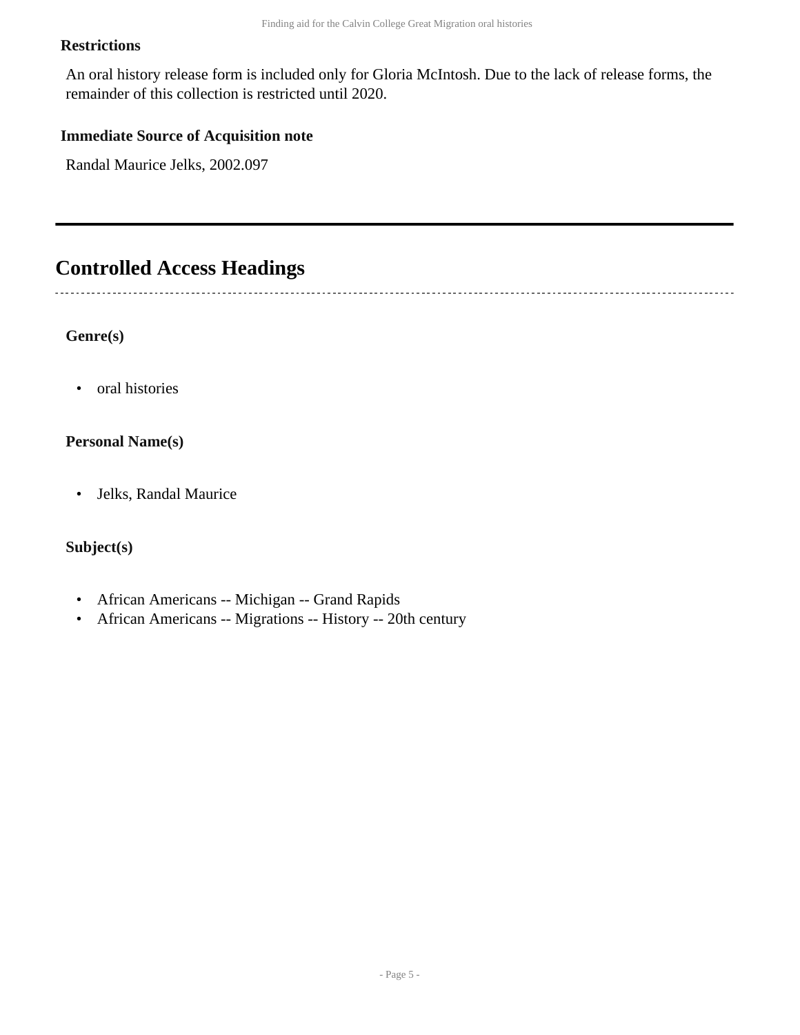### Restrictions

An oral history release form is included only for Gloria McIntosh. Due to the lack of release forms, the remainder of this collection is restricted until 2020.

### Immediate Source of Acquisition note

Randal Maurice Jelks, 2002.097

## Controlled Access Headings

### Genre(s)

- oral histories

### Personal Name(s)

- Jelks, Randal Maurice

### Subject(s)

- African Americans -- Michigan -- Grand Rapids
- African Americans -- Migrations -- History -- 20th century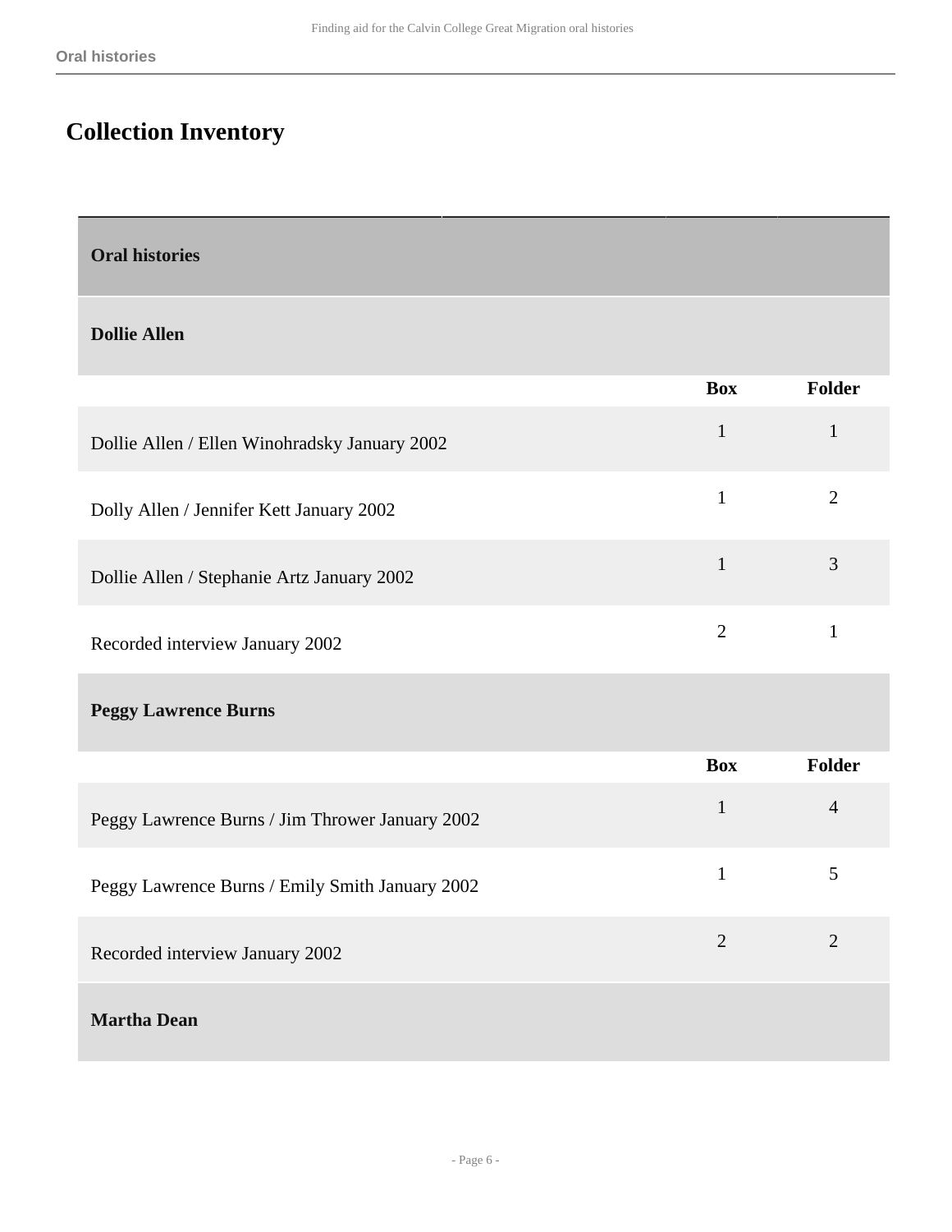## Collection Inventory

### Oral histories

#### Dollie Allen

| | Box | Folder |
|---|---|---|
| Dollie Allen / Ellen Winohradsky January 2002 | 1 | 1 |
| Dolly Allen / Jennifer Kett January 2002 | 1 | 2 |
| Dollie Allen / Stephanie Artz January 2002 | 1 | 3 |
| Recorded interview January 2002 | 2 | 1 |

#### Peggy Lawrence Burns

| | Box | Folder |
|---|---|---|
| Peggy Lawrence Burns / Jim Thrower January 2002 | 1 | 4 |
| Peggy Lawrence Burns / Emily Smith January 2002 | 1 | 5 |
| Recorded interview January 2002 | 2 | 2 |

#### Martha Dean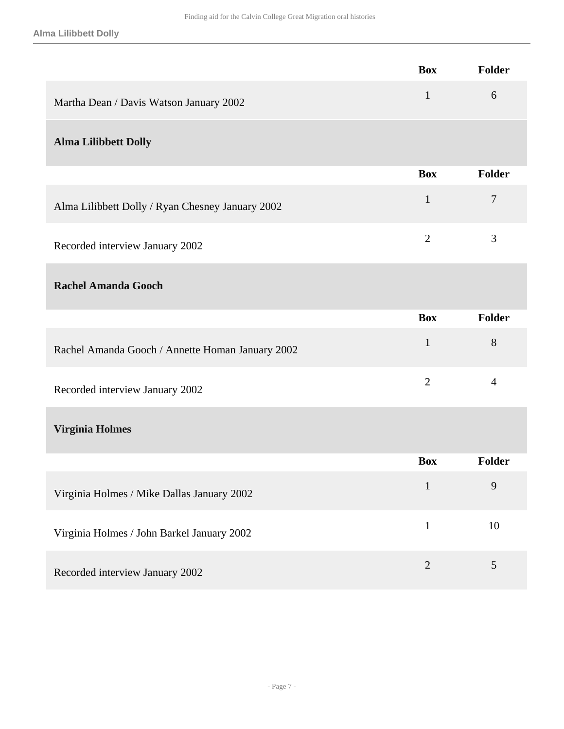| | Box | Folder |
|---|---|---|
| Martha Dean / Davis Watson January 2002 | 1 | 6 |

### Alma Lilibbett Dolly

| | Box | Folder |
|---|---|---|
| Alma Lilibbett Dolly / Ryan Chesney January 2002 | 1 | 7 |
| Recorded interview January 2002 | 2 | 3 |

### Rachel Amanda Gooch

| | Box | Folder |
|---|---|---|
| Rachel Amanda Gooch / Annette Homan January 2002 | 1 | 8 |
| Recorded interview January 2002 | 2 | 4 |

### Virginia Holmes

| | Box | Folder |
|---|---|---|
| Virginia Holmes / Mike Dallas January 2002 | 1 | 9 |
| Virginia Holmes / John Barkel January 2002 | 1 | 10 |
| Recorded interview January 2002 | 2 | 5 |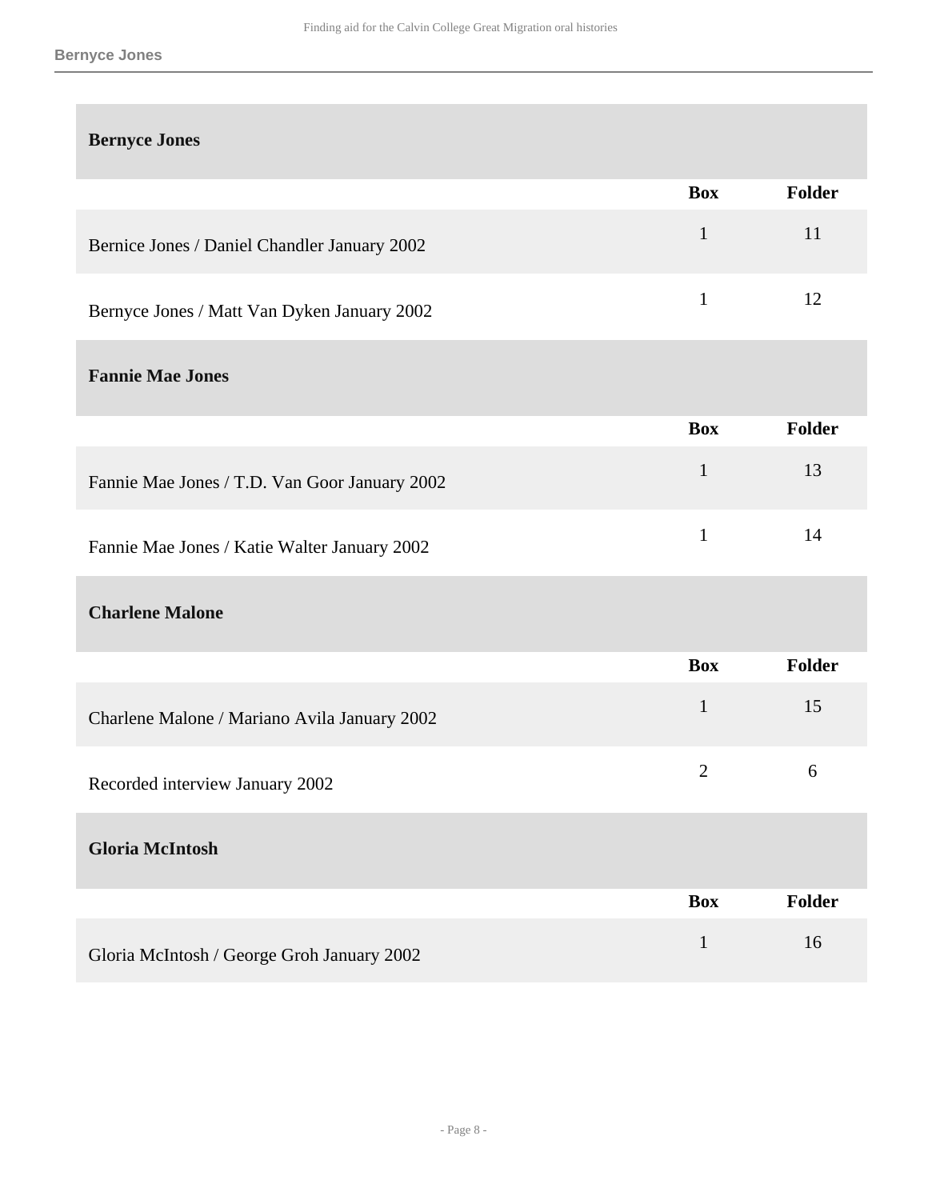### Bernyce Jones

| | Box | Folder |
|---|---|---|
| Bernice Jones / Daniel Chandler January 2002 | 1 | 11 |
| Bernyce Jones / Matt Van Dyken January 2002 | 1 | 12 |

### Fannie Mae Jones

| | Box | Folder |
|---|---|---|
| Fannie Mae Jones / T.D. Van Goor January 2002 | 1 | 13 |
| Fannie Mae Jones / Katie Walter January 2002 | 1 | 14 |

### Charlene Malone

| | Box | Folder |
|---|---|---|
| Charlene Malone / Mariano Avila January 2002 | 1 | 15 |
| Recorded interview January 2002 | 2 | 6 |

### Gloria McIntosh

| | Box | Folder |
|---|---|---|
| Gloria McIntosh / George Groh January 2002 | 1 | 16 |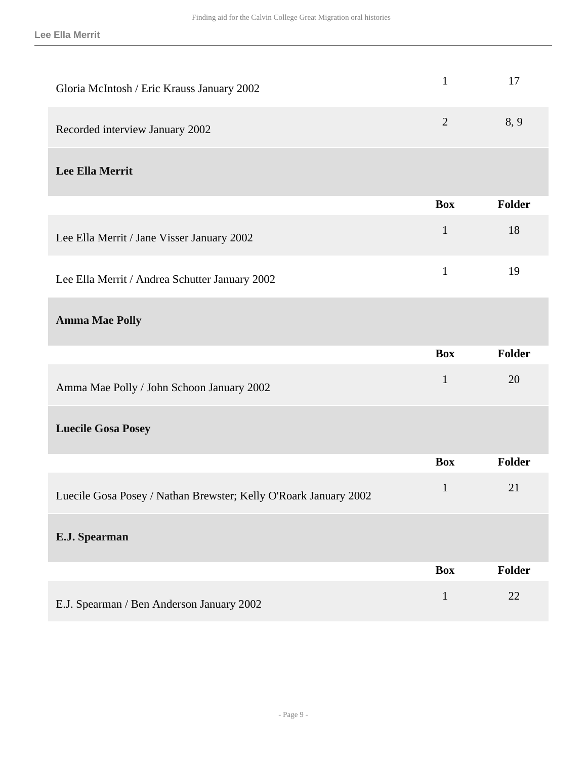| | Box | Folder |
|---|---|---|
| Gloria McIntosh / Eric Krauss January 2002 | 1 | 17 |
| Recorded interview January 2002 | 2 | 8, 9 |

### Lee Ella Merrit

| | Box | Folder |
|---|---|---|
| Lee Ella Merrit / Jane Visser January 2002 | 1 | 18 |
| Lee Ella Merrit / Andrea Schutter January 2002 | 1 | 19 |

### Amma Mae Polly

| | Box | Folder |
|---|---|---|
| Amma Mae Polly / John Schoon January 2002 | 1 | 20 |

### Luecile Gosa Posey

| | Box | Folder |
|---|---|---|
| Luecile Gosa Posey / Nathan Brewster; Kelly O'Roark January 2002 | 1 | 21 |

### E.J. Spearman

| | Box | Folder |
|---|---|---|
| E.J. Spearman / Ben Anderson January 2002 | 1 | 22 |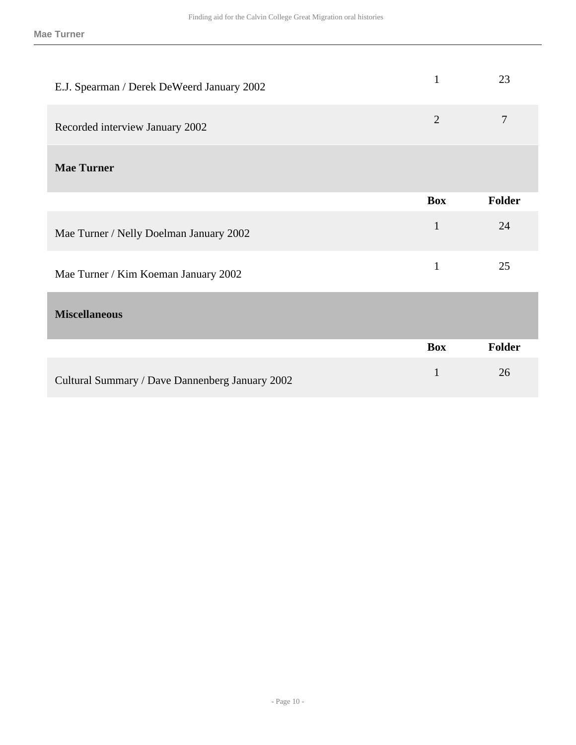| | Box | Folder |
|---|---|---|
| E.J. Spearman / Derek DeWeerd January 2002 | 1 | 23 |
| Recorded interview January 2002 | 2 | 7 |

### Mae Turner

| | Box | Folder |
|---|---|---|
| Mae Turner / Nelly Doelman January 2002 | 1 | 24 |
| Mae Turner / Kim Koeman January 2002 | 1 | 25 |

## Miscellaneous

| | Box | Folder |
|---|---|---|
| Cultural Summary / Dave Dannenberg January 2002 | 1 | 26 |